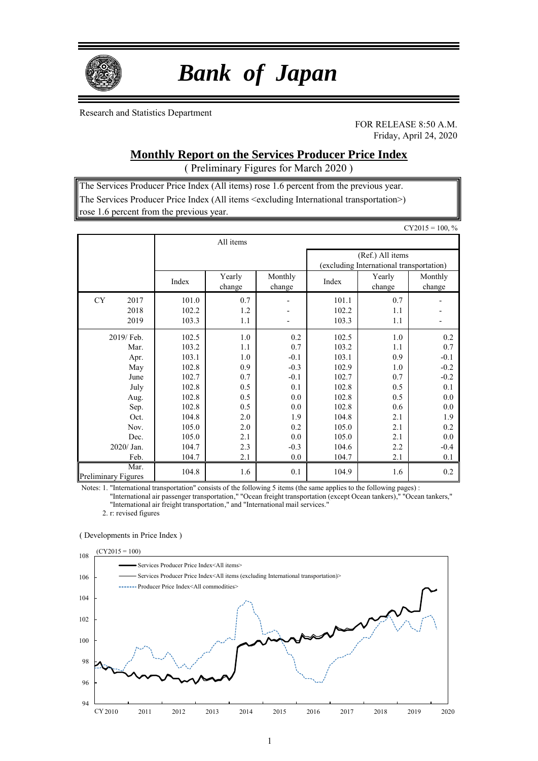# *Bank of Japan*

Research and Statistics Department

FOR RELEASE 8:50 A.M.
Friday, April 24, 2020

## Monthly Report on the Services Producer Price Index

( Preliminary Figures for March 2020 )

The Services Producer Price Index (All items) rose 1.6 percent from the previous year.
The Services Producer Price Index (All items <excluding International transportation>) rose 1.6 percent from the previous year.

CY2015 = 100, %

| | All items | | | | | |
|---|---|---|---|---|---|---|
| | | | | (Ref.) All items (excluding International transportation) | | |
| | Index | Yearly change | Monthly change | Index | Yearly change | Monthly change |
| CY 2017 | 101.0 | 0.7 | - | 101.1 | 0.7 | - |
| 2018 | 102.2 | 1.2 | - | 102.2 | 1.1 | - |
| 2019 | 103.3 | 1.1 | - | 103.3 | 1.1 | - |
| 2019/ Feb. | 102.5 | 1.0 | 0.2 | 102.5 | 1.0 | 0.2 |
| Mar. | 103.2 | 1.1 | 0.7 | 103.2 | 1.1 | 0.7 |
| Apr. | 103.1 | 1.0 | -0.1 | 103.1 | 0.9 | -0.1 |
| May | 102.8 | 0.9 | -0.3 | 102.9 | 1.0 | -0.2 |
| June | 102.7 | 0.7 | -0.1 | 102.7 | 0.7 | -0.2 |
| July | 102.8 | 0.5 | 0.1 | 102.8 | 0.5 | 0.1 |
| Aug. | 102.8 | 0.5 | 0.0 | 102.8 | 0.5 | 0.0 |
| Sep. | 102.8 | 0.5 | 0.0 | 102.8 | 0.6 | 0.0 |
| Oct. | 104.8 | 2.0 | 1.9 | 104.8 | 2.1 | 1.9 |
| Nov. | 105.0 | 2.0 | 0.2 | 105.0 | 2.1 | 0.2 |
| Dec. | 105.0 | 2.1 | 0.0 | 105.0 | 2.1 | 0.0 |
| 2020/ Jan. | 104.7 | 2.3 | -0.3 | 104.6 | 2.2 | -0.4 |
| Feb. | 104.7 | 2.1 | 0.0 | 104.7 | 2.1 | 0.1 |
| Mar. Preliminary Figures | 104.8 | 1.6 | 0.1 | 104.9 | 1.6 | 0.2 |

Notes: 1. "International transportation" consists of the following 5 items (the same applies to the following pages) : "International air passenger transportation," "Ocean freight transportation (except Ocean tankers)," "Ocean tankers," "International air freight transportation," and "International mail services."

2. r: revised figures

( Developments in Price Index )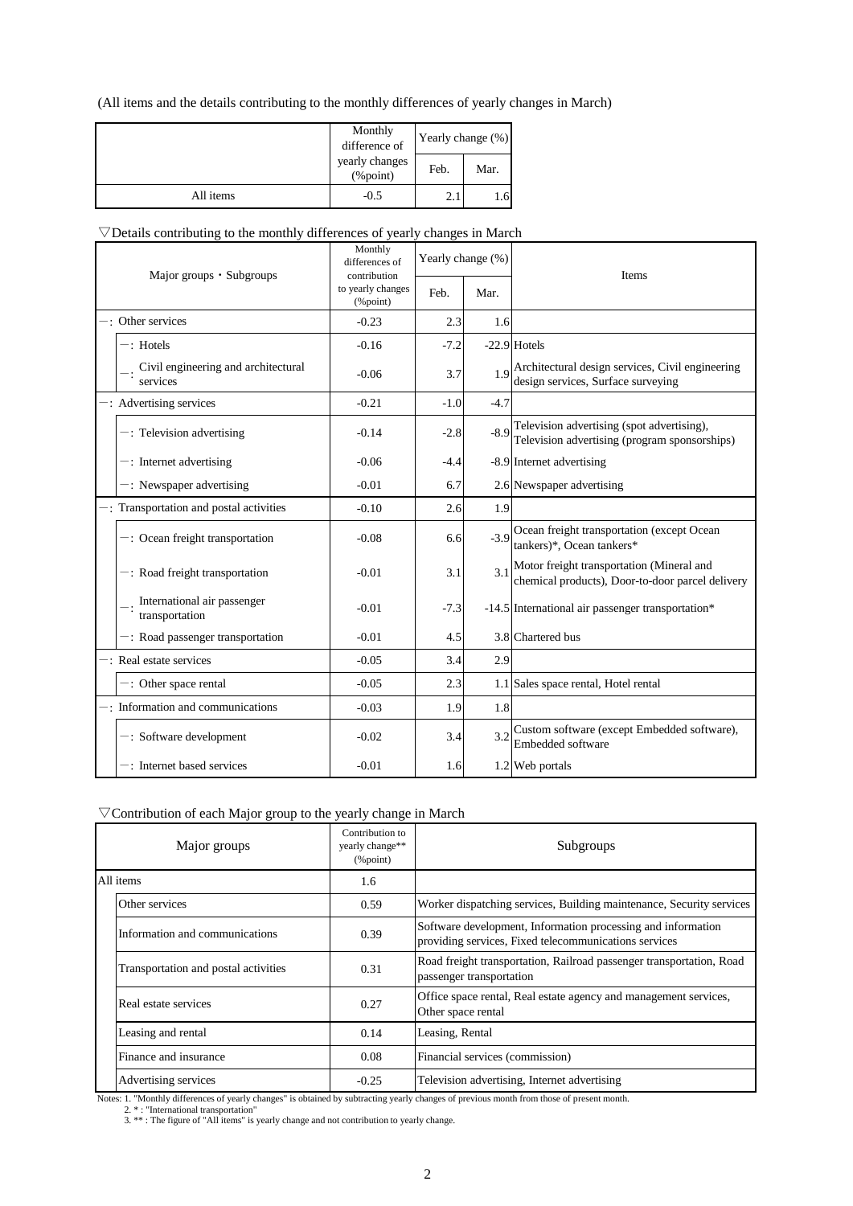(All items and the details contributing to the monthly differences of yearly changes in March)

| | Monthly difference of yearly changes (%point) | Yearly change (%) | |
|---|---|---|---|
| | | Feb. | Mar. |
| All items | -0.5 | 2.1 | 1.6 |

▽Details contributing to the monthly differences of yearly changes in March

| Major groups・Subgroups | Monthly differences of contribution to yearly changes (%point) | Yearly change (%) | | Items |
|---|---|---|---|---|
| | | Feb. | Mar. | |
| －: Other services | -0.23 | 2.3 | 1.6 | |
| －: Hotels | -0.16 | -7.2 | -22.9 | Hotels |
| －: Civil engineering and architectural services | -0.06 | 3.7 | 1.9 | Architectural design services, Civil engineering design services, Surface surveying |
| －: Advertising services | -0.21 | -1.0 | -4.7 | |
| －: Television advertising | -0.14 | -2.8 | -8.9 | Television advertising (spot advertising), Television advertising (program sponsorships) |
| －: Internet advertising | -0.06 | -4.4 | -8.9 | Internet advertising |
| －: Newspaper advertising | -0.01 | 6.7 | 2.6 | Newspaper advertising |
| －: Transportation and postal activities | -0.10 | 2.6 | 1.9 | |
| －: Ocean freight transportation | -0.08 | 6.6 | -3.9 | Ocean freight transportation (except Ocean tankers)*, Ocean tankers* |
| －: Road freight transportation | -0.01 | 3.1 | 3.1 | Motor freight transportation (Mineral and chemical products), Door-to-door parcel delivery |
| －: International air passenger transportation | -0.01 | -7.3 | -14.5 | International air passenger transportation* |
| －: Road passenger transportation | -0.01 | 4.5 | 3.8 | Chartered bus |
| －: Real estate services | -0.05 | 3.4 | 2.9 | |
| －: Other space rental | -0.05 | 2.3 | 1.1 | Sales space rental, Hotel rental |
| －: Information and communications | -0.03 | 1.9 | 1.8 | |
| －: Software development | -0.02 | 3.4 | 3.2 | Custom software (except Embedded software), Embedded software |
| －: Internet based services | -0.01 | 1.6 | 1.2 | Web portals |

▽Contribution of each Major group to the yearly change in March

| Major groups | Contribution to yearly change** (%point) | Subgroups |
|---|---|---|
| All items | 1.6 | |
| Other services | 0.59 | Worker dispatching services, Building maintenance, Security services |
| Information and communications | 0.39 | Software development, Information processing and information providing services, Fixed telecommunications services |
| Transportation and postal activities | 0.31 | Road freight transportation, Railroad passenger transportation, Road passenger transportation |
| Real estate services | 0.27 | Office space rental, Real estate agency and management services, Other space rental |
| Leasing and rental | 0.14 | Leasing, Rental |
| Finance and insurance | 0.08 | Financial services (commission) |
| Advertising services | -0.25 | Television advertising, Internet advertising |

Notes: 1. "Monthly differences of yearly changes" is obtained by subtracting yearly changes of previous month from those of present month.
2. * : "International transportation"
3. ** : The figure of "All items" is yearly change and not contribution to yearly change.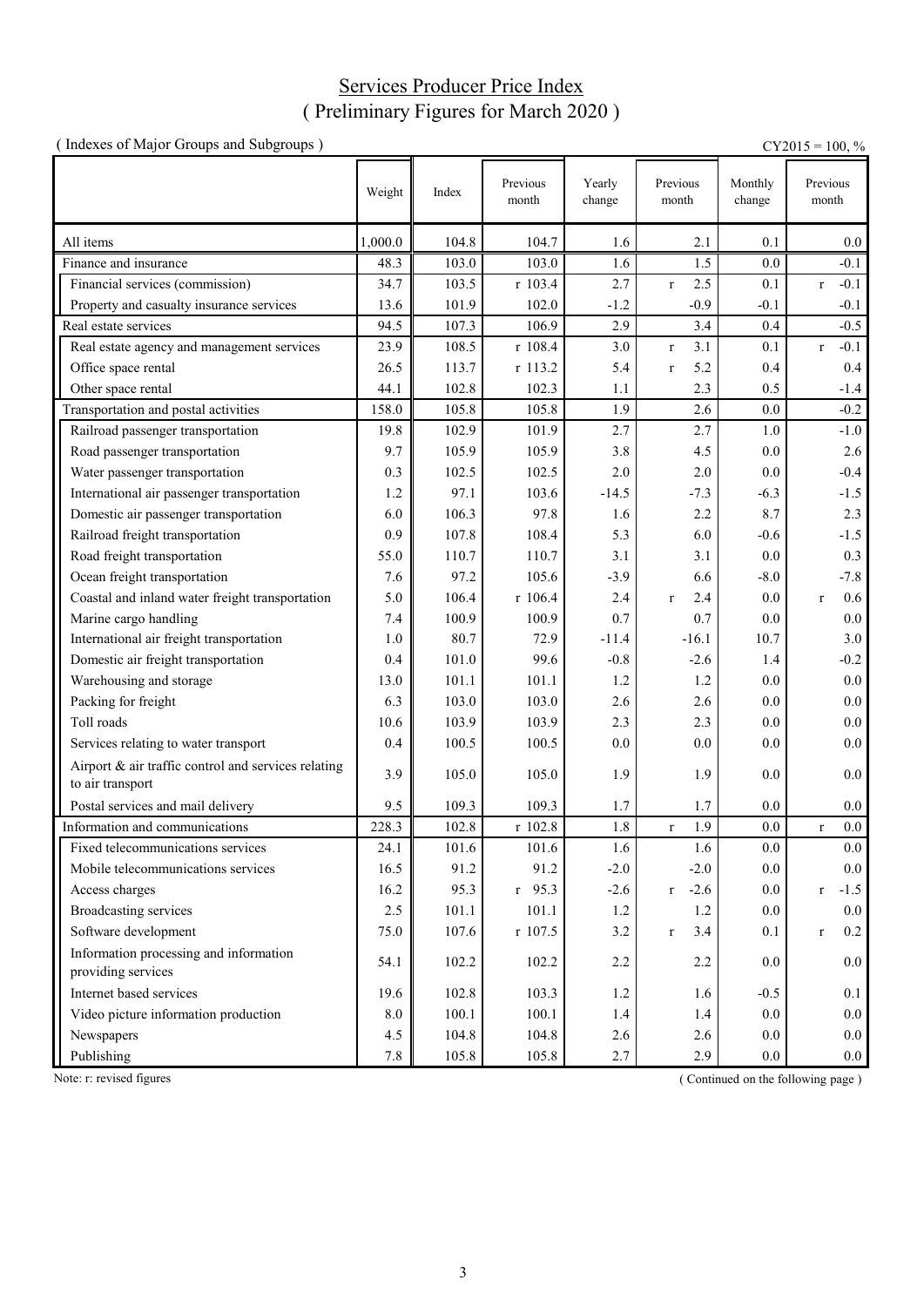# Services Producer Price Index
## ( Preliminary Figures for March 2020 )

( Indexes of Major Groups and Subgroups ) CY2015 = 100, %

| | Weight | Index | Previous month | Yearly change | Previous month | Monthly change | Previous month |
|---|---|---|---|---|---|---|---|
| All items | 1,000.0 | 104.8 | 104.7 | 1.6 | 2.1 | 0.1 | 0.0 |
| Finance and insurance | 48.3 | 103.0 | 103.0 | 1.6 | 1.5 | 0.0 | -0.1 |
| Financial services (commission) | 34.7 | 103.5 | r 103.4 | 2.7 | r 2.5 | 0.1 | r -0.1 |
| Property and casualty insurance services | 13.6 | 101.9 | 102.0 | -1.2 | -0.9 | -0.1 | -0.1 |
| Real estate services | 94.5 | 107.3 | 106.9 | 2.9 | 3.4 | 0.4 | -0.5 |
| Real estate agency and management services | 23.9 | 108.5 | r 108.4 | 3.0 | r 3.1 | 0.1 | r -0.1 |
| Office space rental | 26.5 | 113.7 | r 113.2 | 5.4 | r 5.2 | 0.4 | 0.4 |
| Other space rental | 44.1 | 102.8 | 102.3 | 1.1 | 2.3 | 0.5 | -1.4 |
| Transportation and postal activities | 158.0 | 105.8 | 105.8 | 1.9 | 2.6 | 0.0 | -0.2 |
| Railroad passenger transportation | 19.8 | 102.9 | 101.9 | 2.7 | 2.7 | 1.0 | -1.0 |
| Road passenger transportation | 9.7 | 105.9 | 105.9 | 3.8 | 4.5 | 0.0 | 2.6 |
| Water passenger transportation | 0.3 | 102.5 | 102.5 | 2.0 | 2.0 | 0.0 | -0.4 |
| International air passenger transportation | 1.2 | 97.1 | 103.6 | -14.5 | -7.3 | -6.3 | -1.5 |
| Domestic air passenger transportation | 6.0 | 106.3 | 97.8 | 1.6 | 2.2 | 8.7 | 2.3 |
| Railroad freight transportation | 0.9 | 107.8 | 108.4 | 5.3 | 6.0 | -0.6 | -1.5 |
| Road freight transportation | 55.0 | 110.7 | 110.7 | 3.1 | 3.1 | 0.0 | 0.3 |
| Ocean freight transportation | 7.6 | 97.2 | 105.6 | -3.9 | 6.6 | -8.0 | -7.8 |
| Coastal and inland water freight transportation | 5.0 | 106.4 | r 106.4 | 2.4 | r 2.4 | 0.0 | r 0.6 |
| Marine cargo handling | 7.4 | 100.9 | 100.9 | 0.7 | 0.7 | 0.0 | 0.0 |
| International air freight transportation | 1.0 | 80.7 | 72.9 | -11.4 | -16.1 | 10.7 | 3.0 |
| Domestic air freight transportation | 0.4 | 101.0 | 99.6 | -0.8 | -2.6 | 1.4 | -0.2 |
| Warehousing and storage | 13.0 | 101.1 | 101.1 | 1.2 | 1.2 | 0.0 | 0.0 |
| Packing for freight | 6.3 | 103.0 | 103.0 | 2.6 | 2.6 | 0.0 | 0.0 |
| Toll roads | 10.6 | 103.9 | 103.9 | 2.3 | 2.3 | 0.0 | 0.0 |
| Services relating to water transport | 0.4 | 100.5 | 100.5 | 0.0 | 0.0 | 0.0 | 0.0 |
| Airport & air traffic control and services relating to air transport | 3.9 | 105.0 | 105.0 | 1.9 | 1.9 | 0.0 | 0.0 |
| Postal services and mail delivery | 9.5 | 109.3 | 109.3 | 1.7 | 1.7 | 0.0 | 0.0 |
| Information and communications | 228.3 | 102.8 | r 102.8 | 1.8 | r 1.9 | 0.0 | r 0.0 |
| Fixed telecommunications services | 24.1 | 101.6 | 101.6 | 1.6 | 1.6 | 0.0 | 0.0 |
| Mobile telecommunications services | 16.5 | 91.2 | 91.2 | -2.0 | -2.0 | 0.0 | 0.0 |
| Access charges | 16.2 | 95.3 | r 95.3 | -2.6 | r -2.6 | 0.0 | r -1.5 |
| Broadcasting services | 2.5 | 101.1 | 101.1 | 1.2 | 1.2 | 0.0 | 0.0 |
| Software development | 75.0 | 107.6 | r 107.5 | 3.2 | r 3.4 | 0.1 | r 0.2 |
| Information processing and information providing services | 54.1 | 102.2 | 102.2 | 2.2 | 2.2 | 0.0 | 0.0 |
| Internet based services | 19.6 | 102.8 | 103.3 | 1.2 | 1.6 | -0.5 | 0.1 |
| Video picture information production | 8.0 | 100.1 | 100.1 | 1.4 | 1.4 | 0.0 | 0.0 |
| Newspapers | 4.5 | 104.8 | 104.8 | 2.6 | 2.6 | 0.0 | 0.0 |
| Publishing | 7.8 | 105.8 | 105.8 | 2.7 | 2.9 | 0.0 | 0.0 |

Note: r: revised figures

( Continued on the following page )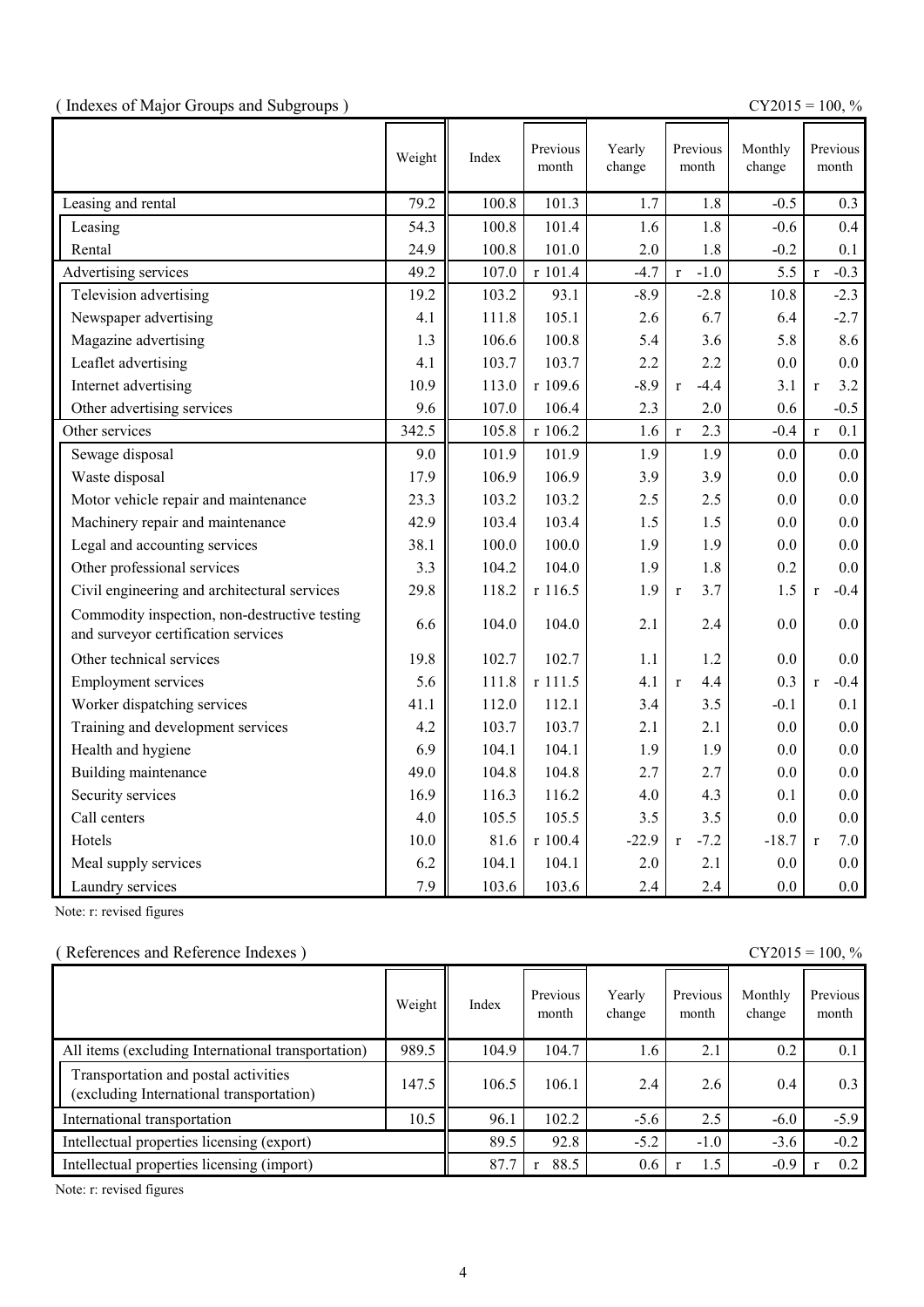( Indexes of Major Groups and Subgroups )

CY2015 = 100, %

| | Weight | Index | Previous month | Yearly change | Previous month | Monthly change | Previous month |
|---|---|---|---|---|---|---|---|
| Leasing and rental | 79.2 | 100.8 | 101.3 | 1.7 | 1.8 | -0.5 | 0.3 |
| Leasing | 54.3 | 100.8 | 101.4 | 1.6 | 1.8 | -0.6 | 0.4 |
| Rental | 24.9 | 100.8 | 101.0 | 2.0 | 1.8 | -0.2 | 0.1 |
| Advertising services | 49.2 | 107.0 | r 101.4 | -4.7 | r -1.0 | 5.5 | r -0.3 |
| Television advertising | 19.2 | 103.2 | 93.1 | -8.9 | -2.8 | 10.8 | -2.3 |
| Newspaper advertising | 4.1 | 111.8 | 105.1 | 2.6 | 6.7 | 6.4 | -2.7 |
| Magazine advertising | 1.3 | 106.6 | 100.8 | 5.4 | 3.6 | 5.8 | 8.6 |
| Leaflet advertising | 4.1 | 103.7 | 103.7 | 2.2 | 2.2 | 0.0 | 0.0 |
| Internet advertising | 10.9 | 113.0 | r 109.6 | -8.9 | r -4.4 | 3.1 | r 3.2 |
| Other advertising services | 9.6 | 107.0 | 106.4 | 2.3 | 2.0 | 0.6 | -0.5 |
| Other services | 342.5 | 105.8 | r 106.2 | 1.6 | r 2.3 | -0.4 | r 0.1 |
| Sewage disposal | 9.0 | 101.9 | 101.9 | 1.9 | 1.9 | 0.0 | 0.0 |
| Waste disposal | 17.9 | 106.9 | 106.9 | 3.9 | 3.9 | 0.0 | 0.0 |
| Motor vehicle repair and maintenance | 23.3 | 103.2 | 103.2 | 2.5 | 2.5 | 0.0 | 0.0 |
| Machinery repair and maintenance | 42.9 | 103.4 | 103.4 | 1.5 | 1.5 | 0.0 | 0.0 |
| Legal and accounting services | 38.1 | 100.0 | 100.0 | 1.9 | 1.9 | 0.0 | 0.0 |
| Other professional services | 3.3 | 104.2 | 104.0 | 1.9 | 1.8 | 0.2 | 0.0 |
| Civil engineering and architectural services | 29.8 | 118.2 | r 116.5 | 1.9 | r 3.7 | 1.5 | r -0.4 |
| Commodity inspection, non-destructive testing and surveyor certification services | 6.6 | 104.0 | 104.0 | 2.1 | 2.4 | 0.0 | 0.0 |
| Other technical services | 19.8 | 102.7 | 102.7 | 1.1 | 1.2 | 0.0 | 0.0 |
| Employment services | 5.6 | 111.8 | r 111.5 | 4.1 | r 4.4 | 0.3 | r -0.4 |
| Worker dispatching services | 41.1 | 112.0 | 112.1 | 3.4 | 3.5 | -0.1 | 0.1 |
| Training and development services | 4.2 | 103.7 | 103.7 | 2.1 | 2.1 | 0.0 | 0.0 |
| Health and hygiene | 6.9 | 104.1 | 104.1 | 1.9 | 1.9 | 0.0 | 0.0 |
| Building maintenance | 49.0 | 104.8 | 104.8 | 2.7 | 2.7 | 0.0 | 0.0 |
| Security services | 16.9 | 116.3 | 116.2 | 4.0 | 4.3 | 0.1 | 0.0 |
| Call centers | 4.0 | 105.5 | 105.5 | 3.5 | 3.5 | 0.0 | 0.0 |
| Hotels | 10.0 | 81.6 | r 100.4 | -22.9 | r -7.2 | -18.7 | r 7.0 |
| Meal supply services | 6.2 | 104.1 | 104.1 | 2.0 | 2.1 | 0.0 | 0.0 |
| Laundry services | 7.9 | 103.6 | 103.6 | 2.4 | 2.4 | 0.0 | 0.0 |

Note: r: revised figures

( References and Reference Indexes )

CY2015 = 100, %

| | Weight | Index | Previous month | Yearly change | Previous month | Monthly change | Previous month |
|---|---|---|---|---|---|---|---|
| All items (excluding International transportation) | 989.5 | 104.9 | 104.7 | 1.6 | 2.1 | 0.2 | 0.1 |
| Transportation and postal activities (excluding International transportation) | 147.5 | 106.5 | 106.1 | 2.4 | 2.6 | 0.4 | 0.3 |
| International transportation | 10.5 | 96.1 | 102.2 | -5.6 | 2.5 | -6.0 | -5.9 |
| Intellectual properties licensing (export) | | 89.5 | 92.8 | -5.2 | -1.0 | -3.6 | -0.2 |
| Intellectual properties licensing (import) | | 87.7 | r 88.5 | 0.6 | r 1.5 | -0.9 | r 0.2 |

Note: r: revised figures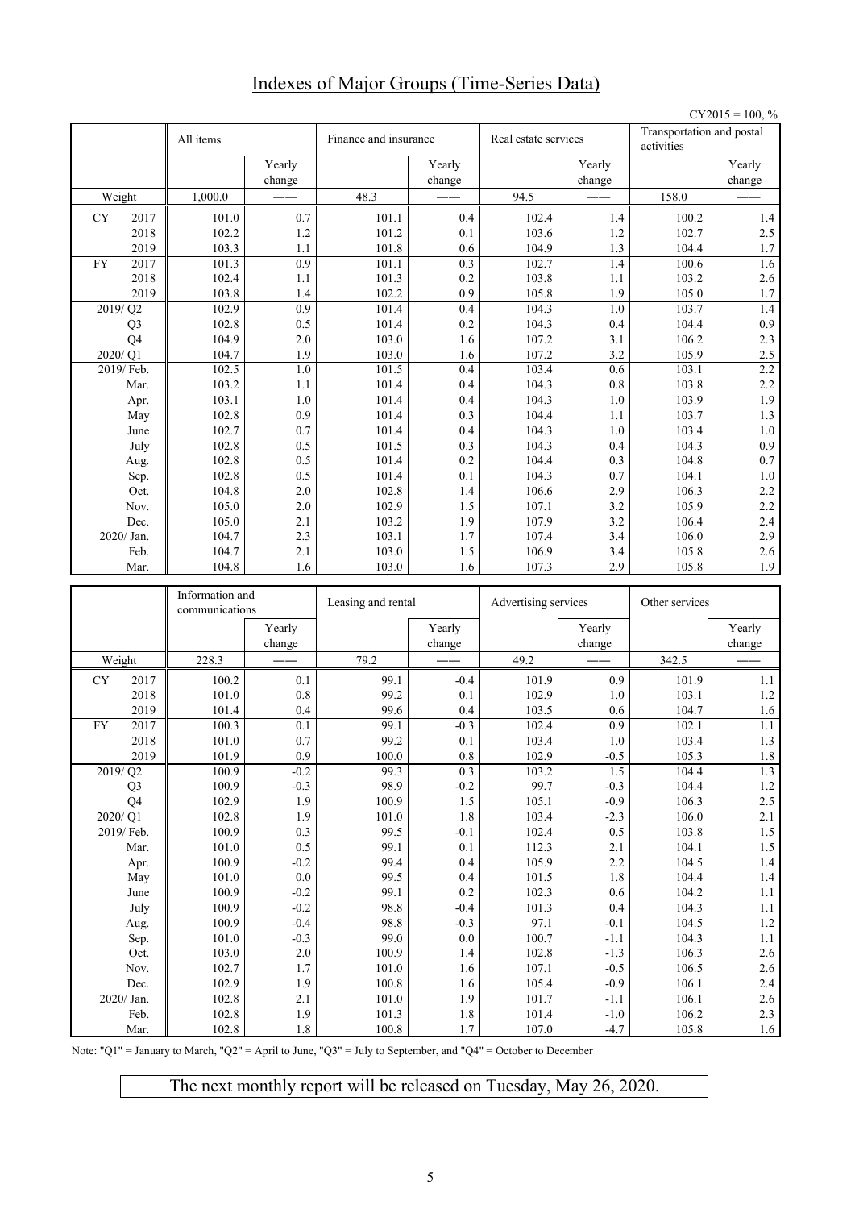# Indexes of Major Groups (Time-Series Data)

CY2015 = 100, %

| | All items | Yearly change | Finance and insurance | Yearly change | Real estate services | Yearly change | Transportation and postal activities | Yearly change |
|---|---|---|---|---|---|---|---|---|
| Weight | 1,000.0 | —— | 48.3 | —— | 94.5 | —— | 158.0 | —— |
| CY 2017 | 101.0 | 0.7 | 101.1 | 0.4 | 102.4 | 1.4 | 100.2 | 1.4 |
| 2018 | 102.2 | 1.2 | 101.2 | 0.1 | 103.6 | 1.2 | 102.7 | 2.5 |
| 2019 | 103.3 | 1.1 | 101.8 | 0.6 | 104.9 | 1.3 | 104.4 | 1.7 |
| FY 2017 | 101.3 | 0.9 | 101.1 | 0.3 | 102.7 | 1.4 | 100.6 | 1.6 |
| 2018 | 102.4 | 1.1 | 101.3 | 0.2 | 103.8 | 1.1 | 103.2 | 2.6 |
| 2019 | 103.8 | 1.4 | 102.2 | 0.9 | 105.8 | 1.9 | 105.0 | 1.7 |
| 2019/ Q2 | 102.9 | 0.9 | 101.4 | 0.4 | 104.3 | 1.0 | 103.7 | 1.4 |
| Q3 | 102.8 | 0.5 | 101.4 | 0.2 | 104.3 | 0.4 | 104.4 | 0.9 |
| Q4 | 104.9 | 2.0 | 103.0 | 1.6 | 107.2 | 3.1 | 106.2 | 2.3 |
| 2020/ Q1 | 104.7 | 1.9 | 103.0 | 1.6 | 107.2 | 3.2 | 105.9 | 2.5 |
| 2019/ Feb. | 102.5 | 1.0 | 101.5 | 0.4 | 103.4 | 0.6 | 103.1 | 2.2 |
| Mar. | 103.2 | 1.1 | 101.4 | 0.4 | 104.3 | 0.8 | 103.8 | 2.2 |
| Apr. | 103.1 | 1.0 | 101.4 | 0.4 | 104.3 | 1.0 | 103.9 | 1.9 |
| May | 102.8 | 0.9 | 101.4 | 0.3 | 104.4 | 1.1 | 103.7 | 1.3 |
| June | 102.7 | 0.7 | 101.4 | 0.4 | 104.3 | 1.0 | 103.4 | 1.0 |
| July | 102.8 | 0.5 | 101.5 | 0.3 | 104.3 | 0.4 | 104.3 | 0.9 |
| Aug. | 102.8 | 0.5 | 101.4 | 0.2 | 104.4 | 0.3 | 104.8 | 0.7 |
| Sep. | 102.8 | 0.5 | 101.4 | 0.1 | 104.3 | 0.7 | 104.1 | 1.0 |
| Oct. | 104.8 | 2.0 | 102.8 | 1.4 | 106.6 | 2.9 | 106.3 | 2.2 |
| Nov. | 105.0 | 2.0 | 102.9 | 1.5 | 107.1 | 3.2 | 105.9 | 2.2 |
| Dec. | 105.0 | 2.1 | 103.2 | 1.9 | 107.9 | 3.2 | 106.4 | 2.4 |
| 2020/ Jan. | 104.7 | 2.3 | 103.1 | 1.7 | 107.4 | 3.4 | 106.0 | 2.9 |
| Feb. | 104.7 | 2.1 | 103.0 | 1.5 | 106.9 | 3.4 | 105.8 | 2.6 |
| Mar. | 104.8 | 1.6 | 103.0 | 1.6 | 107.3 | 2.9 | 105.8 | 1.9 |

| | Information and communications | Yearly change | Leasing and rental | Yearly change | Advertising services | Yearly change | Other services | Yearly change |
|---|---|---|---|---|---|---|---|---|
| Weight | 228.3 | —— | 79.2 | —— | 49.2 | —— | 342.5 | —— |
| CY 2017 | 100.2 | 0.1 | 99.1 | -0.4 | 101.9 | 0.9 | 101.9 | 1.1 |
| 2018 | 101.0 | 0.8 | 99.2 | 0.1 | 102.9 | 1.0 | 103.1 | 1.2 |
| 2019 | 101.4 | 0.4 | 99.6 | 0.4 | 103.5 | 0.6 | 104.7 | 1.6 |
| FY 2017 | 100.3 | 0.1 | 99.1 | -0.3 | 102.4 | 0.9 | 102.1 | 1.1 |
| 2018 | 101.0 | 0.7 | 99.2 | 0.1 | 103.4 | 1.0 | 103.4 | 1.3 |
| 2019 | 101.9 | 0.9 | 100.0 | 0.8 | 102.9 | -0.5 | 105.3 | 1.8 |
| 2019/ Q2 | 100.9 | -0.2 | 99.3 | 0.3 | 103.2 | 1.5 | 104.4 | 1.3 |
| Q3 | 100.9 | -0.3 | 98.9 | -0.2 | 99.7 | -0.3 | 104.4 | 1.2 |
| Q4 | 102.9 | 1.9 | 100.9 | 1.5 | 105.1 | -0.9 | 106.3 | 2.5 |
| 2020/ Q1 | 102.8 | 1.9 | 101.0 | 1.8 | 103.4 | -2.3 | 106.0 | 2.1 |
| 2019/ Feb. | 100.9 | 0.3 | 99.5 | -0.1 | 102.4 | 0.5 | 103.8 | 1.5 |
| Mar. | 101.0 | 0.5 | 99.1 | 0.1 | 112.3 | 2.1 | 104.1 | 1.5 |
| Apr. | 100.9 | -0.2 | 99.4 | 0.4 | 105.9 | 2.2 | 104.5 | 1.4 |
| May | 101.0 | 0.0 | 99.5 | 0.4 | 101.5 | 1.8 | 104.4 | 1.4 |
| June | 100.9 | -0.2 | 99.1 | 0.2 | 102.3 | 0.6 | 104.2 | 1.1 |
| July | 100.9 | -0.2 | 98.8 | -0.4 | 101.3 | 0.4 | 104.3 | 1.1 |
| Aug. | 100.9 | -0.4 | 98.8 | -0.3 | 97.1 | -0.1 | 104.5 | 1.2 |
| Sep. | 101.0 | -0.3 | 99.0 | 0.0 | 100.7 | -1.1 | 104.3 | 1.1 |
| Oct. | 103.0 | 2.0 | 100.9 | 1.4 | 102.8 | -1.3 | 106.3 | 2.6 |
| Nov. | 102.7 | 1.7 | 101.0 | 1.6 | 107.1 | -0.5 | 106.5 | 2.6 |
| Dec. | 102.9 | 1.9 | 100.8 | 1.6 | 105.4 | -0.9 | 106.1 | 2.4 |
| 2020/ Jan. | 102.8 | 2.1 | 101.0 | 1.9 | 101.7 | -1.1 | 106.1 | 2.6 |
| Feb. | 102.8 | 1.9 | 101.3 | 1.8 | 101.4 | -1.0 | 106.2 | 2.3 |
| Mar. | 102.8 | 1.8 | 100.8 | 1.7 | 107.0 | -4.7 | 105.8 | 1.6 |

Note: "Q1" = January to March, "Q2" = April to June, "Q3" = July to September, and "Q4" = October to December

The next monthly report will be released on Tuesday, May 26, 2020.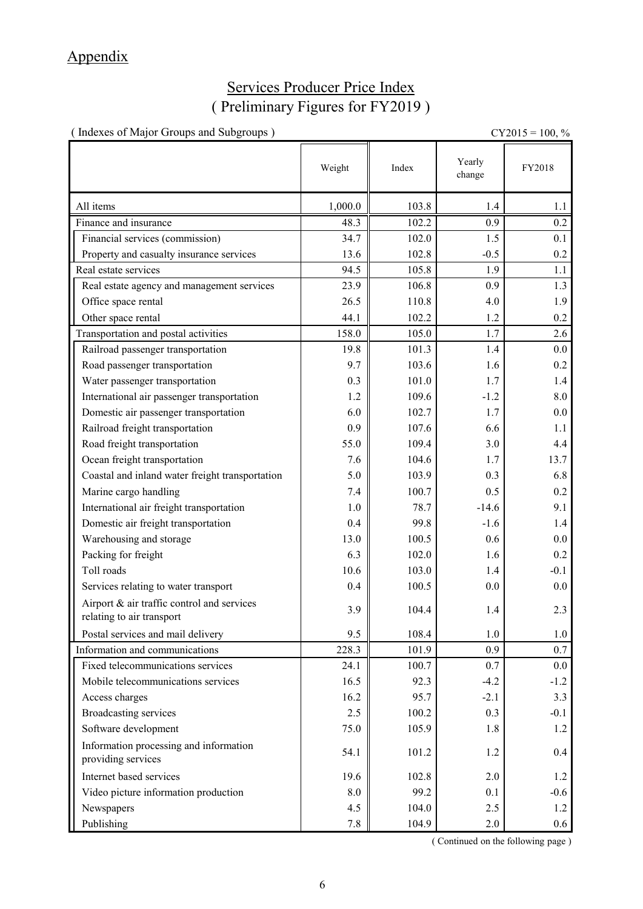## Appendix

### Services Producer Price Index
### ( Preliminary Figures for FY2019 )

( Indexes of Major Groups and Subgroups ) CY2015 = 100, %

| | Weight | Index | Yearly change | FY2018 |
|---|---|---|---|---|
| All items | 1,000.0 | 103.8 | 1.4 | 1.1 |
| Finance and insurance | 48.3 | 102.2 | 0.9 | 0.2 |
| Financial services (commission) | 34.7 | 102.0 | 1.5 | 0.1 |
| Property and casualty insurance services | 13.6 | 102.8 | -0.5 | 0.2 |
| Real estate services | 94.5 | 105.8 | 1.9 | 1.1 |
| Real estate agency and management services | 23.9 | 106.8 | 0.9 | 1.3 |
| Office space rental | 26.5 | 110.8 | 4.0 | 1.9 |
| Other space rental | 44.1 | 102.2 | 1.2 | 0.2 |
| Transportation and postal activities | 158.0 | 105.0 | 1.7 | 2.6 |
| Railroad passenger transportation | 19.8 | 101.3 | 1.4 | 0.0 |
| Road passenger transportation | 9.7 | 103.6 | 1.6 | 0.2 |
| Water passenger transportation | 0.3 | 101.0 | 1.7 | 1.4 |
| International air passenger transportation | 1.2 | 109.6 | -1.2 | 8.0 |
| Domestic air passenger transportation | 6.0 | 102.7 | 1.7 | 0.0 |
| Railroad freight transportation | 0.9 | 107.6 | 6.6 | 1.1 |
| Road freight transportation | 55.0 | 109.4 | 3.0 | 4.4 |
| Ocean freight transportation | 7.6 | 104.6 | 1.7 | 13.7 |
| Coastal and inland water freight transportation | 5.0 | 103.9 | 0.3 | 6.8 |
| Marine cargo handling | 7.4 | 100.7 | 0.5 | 0.2 |
| International air freight transportation | 1.0 | 78.7 | -14.6 | 9.1 |
| Domestic air freight transportation | 0.4 | 99.8 | -1.6 | 1.4 |
| Warehousing and storage | 13.0 | 100.5 | 0.6 | 0.0 |
| Packing for freight | 6.3 | 102.0 | 1.6 | 0.2 |
| Toll roads | 10.6 | 103.0 | 1.4 | -0.1 |
| Services relating to water transport | 0.4 | 100.5 | 0.0 | 0.0 |
| Airport & air traffic control and services relating to air transport | 3.9 | 104.4 | 1.4 | 2.3 |
| Postal services and mail delivery | 9.5 | 108.4 | 1.0 | 1.0 |
| Information and communications | 228.3 | 101.9 | 0.9 | 0.7 |
| Fixed telecommunications services | 24.1 | 100.7 | 0.7 | 0.0 |
| Mobile telecommunications services | 16.5 | 92.3 | -4.2 | -1.2 |
| Access charges | 16.2 | 95.7 | -2.1 | 3.3 |
| Broadcasting services | 2.5 | 100.2 | 0.3 | -0.1 |
| Software development | 75.0 | 105.9 | 1.8 | 1.2 |
| Information processing and information providing services | 54.1 | 101.2 | 1.2 | 0.4 |
| Internet based services | 19.6 | 102.8 | 2.0 | 1.2 |
| Video picture information production | 8.0 | 99.2 | 0.1 | -0.6 |
| Newspapers | 4.5 | 104.0 | 2.5 | 1.2 |
| Publishing | 7.8 | 104.9 | 2.0 | 0.6 |

( Continued on the following page )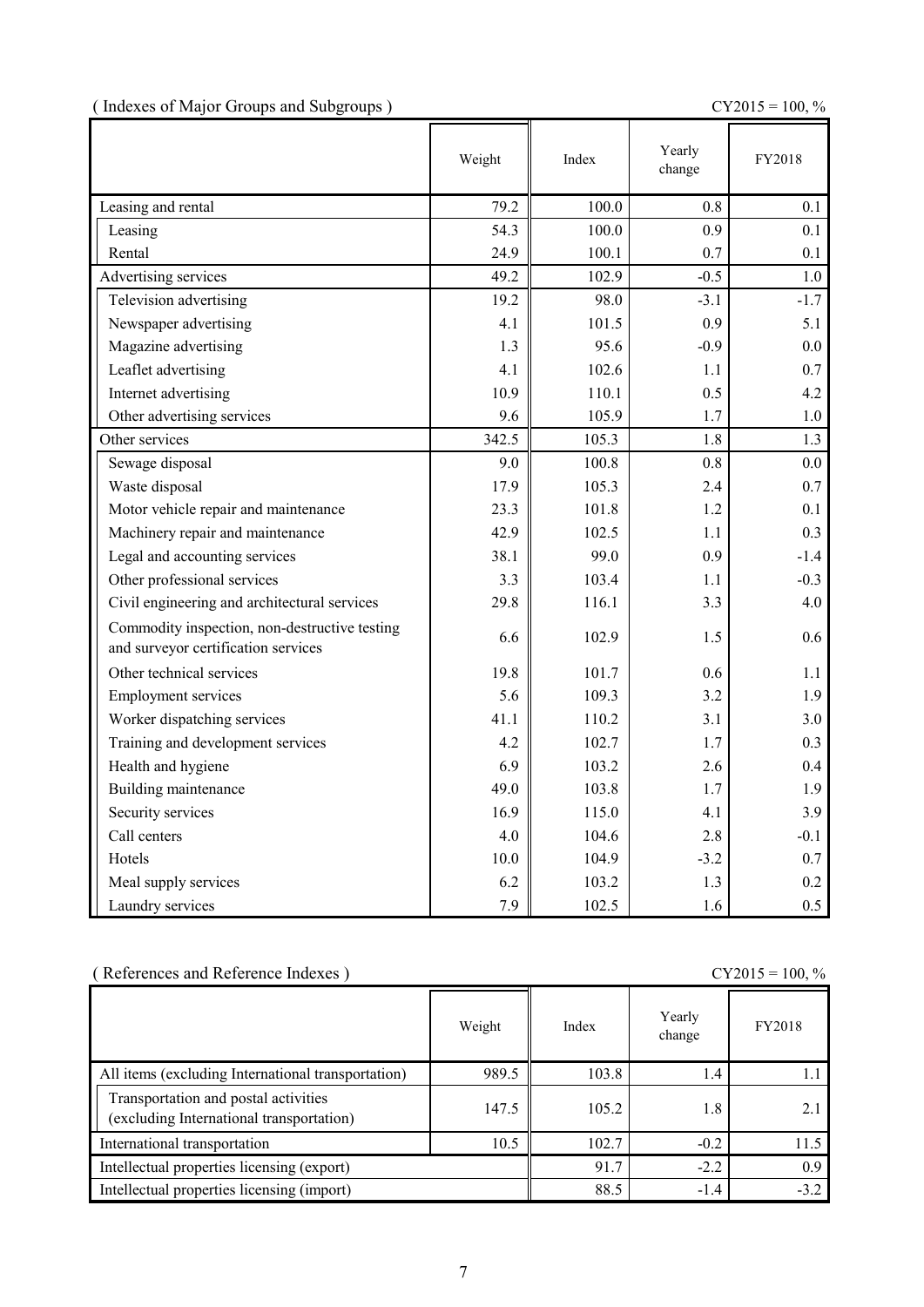( Indexes of Major Groups and Subgroups )

CY2015 = 100, %

| | Weight | Index | Yearly change | FY2018 |
|---|---|---|---|---|
| Leasing and rental | 79.2 | 100.0 | 0.8 | 0.1 |
| Leasing | 54.3 | 100.0 | 0.9 | 0.1 |
| Rental | 24.9 | 100.1 | 0.7 | 0.1 |
| Advertising services | 49.2 | 102.9 | -0.5 | 1.0 |
| Television advertising | 19.2 | 98.0 | -3.1 | -1.7 |
| Newspaper advertising | 4.1 | 101.5 | 0.9 | 5.1 |
| Magazine advertising | 1.3 | 95.6 | -0.9 | 0.0 |
| Leaflet advertising | 4.1 | 102.6 | 1.1 | 0.7 |
| Internet advertising | 10.9 | 110.1 | 0.5 | 4.2 |
| Other advertising services | 9.6 | 105.9 | 1.7 | 1.0 |
| Other services | 342.5 | 105.3 | 1.8 | 1.3 |
| Sewage disposal | 9.0 | 100.8 | 0.8 | 0.0 |
| Waste disposal | 17.9 | 105.3 | 2.4 | 0.7 |
| Motor vehicle repair and maintenance | 23.3 | 101.8 | 1.2 | 0.1 |
| Machinery repair and maintenance | 42.9 | 102.5 | 1.1 | 0.3 |
| Legal and accounting services | 38.1 | 99.0 | 0.9 | -1.4 |
| Other professional services | 3.3 | 103.4 | 1.1 | -0.3 |
| Civil engineering and architectural services | 29.8 | 116.1 | 3.3 | 4.0 |
| Commodity inspection, non-destructive testing and surveyor certification services | 6.6 | 102.9 | 1.5 | 0.6 |
| Other technical services | 19.8 | 101.7 | 0.6 | 1.1 |
| Employment services | 5.6 | 109.3 | 3.2 | 1.9 |
| Worker dispatching services | 41.1 | 110.2 | 3.1 | 3.0 |
| Training and development services | 4.2 | 102.7 | 1.7 | 0.3 |
| Health and hygiene | 6.9 | 103.2 | 2.6 | 0.4 |
| Building maintenance | 49.0 | 103.8 | 1.7 | 1.9 |
| Security services | 16.9 | 115.0 | 4.1 | 3.9 |
| Call centers | 4.0 | 104.6 | 2.8 | -0.1 |
| Hotels | 10.0 | 104.9 | -3.2 | 0.7 |
| Meal supply services | 6.2 | 103.2 | 1.3 | 0.2 |
| Laundry services | 7.9 | 102.5 | 1.6 | 0.5 |

( References and Reference Indexes )

CY2015 = 100, %

| | Weight | Index | Yearly change | FY2018 |
|---|---|---|---|---|
| All items (excluding International transportation) | 989.5 | 103.8 | 1.4 | 1.1 |
| Transportation and postal activities (excluding International transportation) | 147.5 | 105.2 | 1.8 | 2.1 |
| International transportation | 10.5 | 102.7 | -0.2 | 11.5 |
| Intellectual properties licensing (export) | | 91.7 | -2.2 | 0.9 |
| Intellectual properties licensing (import) | | 88.5 | -1.4 | -3.2 |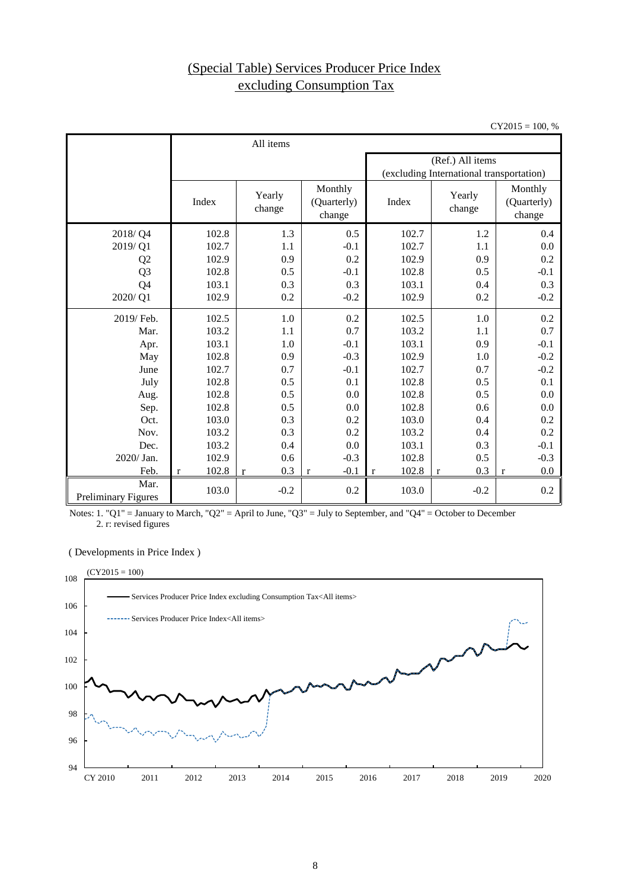# (Special Table) Services Producer Price Index excluding Consumption Tax

CY2015 = 100, %

| | All items | | | | | |
|---|---|---|---|---|---|---|
| | | | | (Ref.) All items (excluding International transportation) | | |
| | Index | Yearly change | Monthly (Quarterly) change | Index | Yearly change | Monthly (Quarterly) change |
| 2018/ Q4 | 102.8 | 1.3 | 0.5 | 102.7 | 1.2 | 0.4 |
| 2019/ Q1 | 102.7 | 1.1 | -0.1 | 102.7 | 1.1 | 0.0 |
| Q2 | 102.9 | 0.9 | 0.2 | 102.9 | 0.9 | 0.2 |
| Q3 | 102.8 | 0.5 | -0.1 | 102.8 | 0.5 | -0.1 |
| Q4 | 103.1 | 0.3 | 0.3 | 103.1 | 0.4 | 0.3 |
| 2020/ Q1 | 102.9 | 0.2 | -0.2 | 102.9 | 0.2 | -0.2 |
| 2019/ Feb. | 102.5 | 1.0 | 0.2 | 102.5 | 1.0 | 0.2 |
| Mar. | 103.2 | 1.1 | 0.7 | 103.2 | 1.1 | 0.7 |
| Apr. | 103.1 | 1.0 | -0.1 | 103.1 | 0.9 | -0.1 |
| May | 102.8 | 0.9 | -0.3 | 102.9 | 1.0 | -0.2 |
| June | 102.7 | 0.7 | -0.1 | 102.7 | 0.7 | -0.2 |
| July | 102.8 | 0.5 | 0.1 | 102.8 | 0.5 | 0.1 |
| Aug. | 102.8 | 0.5 | 0.0 | 102.8 | 0.5 | 0.0 |
| Sep. | 102.8 | 0.5 | 0.0 | 102.8 | 0.6 | 0.0 |
| Oct. | 103.0 | 0.3 | 0.2 | 103.0 | 0.4 | 0.2 |
| Nov. | 103.2 | 0.3 | 0.2 | 103.2 | 0.4 | 0.2 |
| Dec. | 103.2 | 0.4 | 0.0 | 103.1 | 0.3 | -0.1 |
| 2020/ Jan. | 102.9 | 0.6 | -0.3 | 102.8 | 0.5 | -0.3 |
| Feb. | r 102.8 | r 0.3 | r -0.1 | r 102.8 | r 0.3 | r 0.0 |
| Mar. Preliminary Figures | 103.0 | -0.2 | 0.2 | 103.0 | -0.2 | 0.2 |

Notes: 1. "Q1" = January to March, "Q2" = April to June, "Q3" = July to September, and "Q4" = October to December
2. r: revised figures

( Developments in Price Index )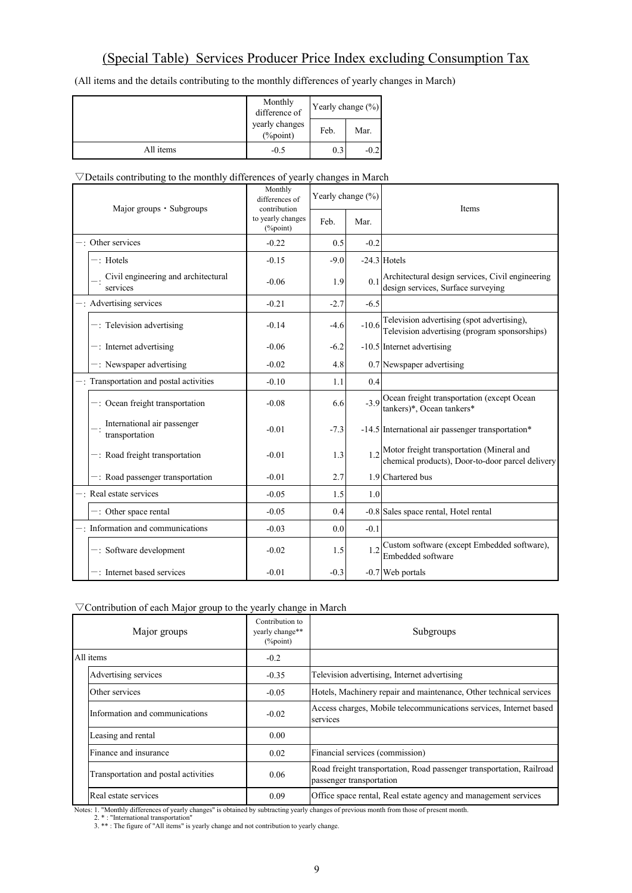# (Special Table) Services Producer Price Index excluding Consumption Tax

(All items and the details contributing to the monthly differences of yearly changes in March)

| | Monthly difference of yearly changes (%point) | Yearly change (%) | |
|---|---|---|---|
| | | Feb. | Mar. |
| All items | -0.5 | 0.3 | -0.2 |

▽Details contributing to the monthly differences of yearly changes in March

| Major groups・Subgroups | Monthly differences of contribution to yearly changes (%point) | Yearly change (%) | | Items |
|---|---|---|---|---|
| | | Feb. | Mar. | |
| －: Other services | -0.22 | 0.5 | -0.2 | |
| －: Hotels | -0.15 | -9.0 | -24.3 | Hotels |
| －: Civil engineering and architectural services | -0.06 | 1.9 | 0.1 | Architectural design services, Civil engineering design services, Surface surveying |
| －: Advertising services | -0.21 | -2.7 | -6.5 | |
| －: Television advertising | -0.14 | -4.6 | -10.6 | Television advertising (spot advertising), Television advertising (program sponsorships) |
| －: Internet advertising | -0.06 | -6.2 | -10.5 | Internet advertising |
| －: Newspaper advertising | -0.02 | 4.8 | 0.7 | Newspaper advertising |
| －: Transportation and postal activities | -0.10 | 1.1 | 0.4 | |
| －: Ocean freight transportation | -0.08 | 6.6 | -3.9 | Ocean freight transportation (except Ocean tankers)*, Ocean tankers* |
| －: International air passenger transportation | -0.01 | -7.3 | -14.5 | International air passenger transportation* |
| －: Road freight transportation | -0.01 | 1.3 | 1.2 | Motor freight transportation (Mineral and chemical products), Door-to-door parcel delivery |
| －: Road passenger transportation | -0.01 | 2.7 | 1.9 | Chartered bus |
| －: Real estate services | -0.05 | 1.5 | 1.0 | |
| －: Other space rental | -0.05 | 0.4 | -0.8 | Sales space rental, Hotel rental |
| －: Information and communications | -0.03 | 0.0 | -0.1 | |
| －: Software development | -0.02 | 1.5 | 1.2 | Custom software (except Embedded software), Embedded software |
| －: Internet based services | -0.01 | -0.3 | -0.7 | Web portals |

▽Contribution of each Major group to the yearly change in March

| Major groups | Contribution to yearly change** (%point) | Subgroups |
|---|---|---|
| All items | -0.2 | |
| Advertising services | -0.35 | Television advertising, Internet advertising |
| Other services | -0.05 | Hotels, Machinery repair and maintenance, Other technical services |
| Information and communications | -0.02 | Access charges, Mobile telecommunications services, Internet based services |
| Leasing and rental | 0.00 | |
| Finance and insurance | 0.02 | Financial services (commission) |
| Transportation and postal activities | 0.06 | Road freight transportation, Road passenger transportation, Railroad passenger transportation |
| Real estate services | 0.09 | Office space rental, Real estate agency and management services |

Notes: 1. "Monthly differences of yearly changes" is obtained by subtracting yearly changes of previous month from those of present month.
2. * : "International transportation"
3. ** : The figure of "All items" is yearly change and not contribution to yearly change.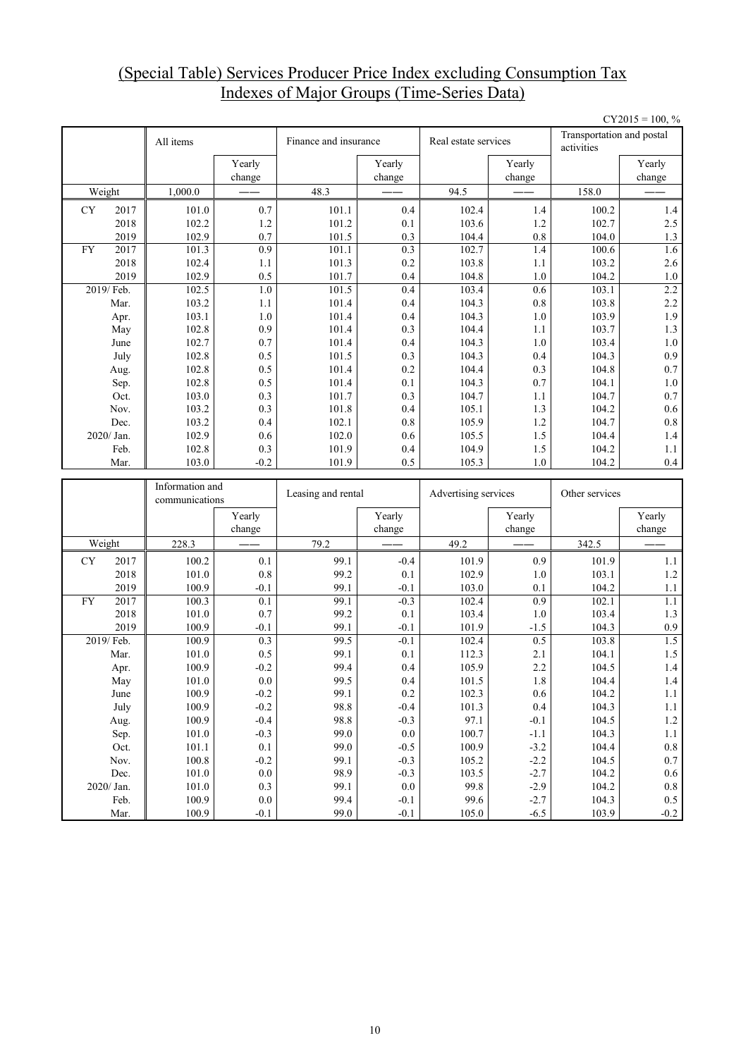# (Special Table) Services Producer Price Index excluding Consumption Tax Indexes of Major Groups (Time-Series Data)

CY2015 = 100, %

| | All items | | Finance and insurance | | Real estate services | | Transportation and postal activities | |
|---|---|---|---|---|---|---|---|---|
| | | Yearly change | | Yearly change | | Yearly change | | Yearly change |
| Weight | 1,000.0 | —— | 48.3 | —— | 94.5 | —— | 158.0 | —— |
| CY 2017 | 101.0 | 0.7 | 101.1 | 0.4 | 102.4 | 1.4 | 100.2 | 1.4 |
| 2018 | 102.2 | 1.2 | 101.2 | 0.1 | 103.6 | 1.2 | 102.7 | 2.5 |
| 2019 | 102.9 | 0.7 | 101.5 | 0.3 | 104.4 | 0.8 | 104.0 | 1.3 |
| FY 2017 | 101.3 | 0.9 | 101.1 | 0.3 | 102.7 | 1.4 | 100.6 | 1.6 |
| 2018 | 102.4 | 1.1 | 101.3 | 0.2 | 103.8 | 1.1 | 103.2 | 2.6 |
| 2019 | 102.9 | 0.5 | 101.7 | 0.4 | 104.8 | 1.0 | 104.2 | 1.0 |
| 2019/ Feb. | 102.5 | 1.0 | 101.5 | 0.4 | 103.4 | 0.6 | 103.1 | 2.2 |
| Mar. | 103.2 | 1.1 | 101.4 | 0.4 | 104.3 | 0.8 | 103.8 | 2.2 |
| Apr. | 103.1 | 1.0 | 101.4 | 0.4 | 104.3 | 1.0 | 103.9 | 1.9 |
| May | 102.8 | 0.9 | 101.4 | 0.3 | 104.4 | 1.1 | 103.7 | 1.3 |
| June | 102.7 | 0.7 | 101.4 | 0.4 | 104.3 | 1.0 | 103.4 | 1.0 |
| July | 102.8 | 0.5 | 101.5 | 0.3 | 104.3 | 0.4 | 104.3 | 0.9 |
| Aug. | 102.8 | 0.5 | 101.4 | 0.2 | 104.4 | 0.3 | 104.8 | 0.7 |
| Sep. | 102.8 | 0.5 | 101.4 | 0.1 | 104.3 | 0.7 | 104.1 | 1.0 |
| Oct. | 103.0 | 0.3 | 101.7 | 0.3 | 104.7 | 1.1 | 104.7 | 0.7 |
| Nov. | 103.2 | 0.3 | 101.8 | 0.4 | 105.1 | 1.3 | 104.2 | 0.6 |
| Dec. | 103.2 | 0.4 | 102.1 | 0.8 | 105.9 | 1.2 | 104.7 | 0.8 |
| 2020/ Jan. | 102.9 | 0.6 | 102.0 | 0.6 | 105.5 | 1.5 | 104.4 | 1.4 |
| Feb. | 102.8 | 0.3 | 101.9 | 0.4 | 104.9 | 1.5 | 104.2 | 1.1 |
| Mar. | 103.0 | -0.2 | 101.9 | 0.5 | 105.3 | 1.0 | 104.2 | 0.4 |

| | Information and communications | | Leasing and rental | | Advertising services | | Other services | |
|---|---|---|---|---|---|---|---|---|
| | | Yearly change | | Yearly change | | Yearly change | | Yearly change |
| Weight | 228.3 | —— | 79.2 | —— | 49.2 | —— | 342.5 | —— |
| CY 2017 | 100.2 | 0.1 | 99.1 | -0.4 | 101.9 | 0.9 | 101.9 | 1.1 |
| 2018 | 101.0 | 0.8 | 99.2 | 0.1 | 102.9 | 1.0 | 103.1 | 1.2 |
| 2019 | 100.9 | -0.1 | 99.1 | -0.1 | 103.0 | 0.1 | 104.2 | 1.1 |
| FY 2017 | 100.3 | 0.1 | 99.1 | -0.3 | 102.4 | 0.9 | 102.1 | 1.1 |
| 2018 | 101.0 | 0.7 | 99.2 | 0.1 | 103.4 | 1.0 | 103.4 | 1.3 |
| 2019 | 100.9 | -0.1 | 99.1 | -0.1 | 101.9 | -1.5 | 104.3 | 0.9 |
| 2019/ Feb. | 100.9 | 0.3 | 99.5 | -0.1 | 102.4 | 0.5 | 103.8 | 1.5 |
| Mar. | 101.0 | 0.5 | 99.1 | 0.1 | 112.3 | 2.1 | 104.1 | 1.5 |
| Apr. | 100.9 | -0.2 | 99.4 | 0.4 | 105.9 | 2.2 | 104.5 | 1.4 |
| May | 101.0 | 0.0 | 99.5 | 0.4 | 101.5 | 1.8 | 104.4 | 1.4 |
| June | 100.9 | -0.2 | 99.1 | 0.2 | 102.3 | 0.6 | 104.2 | 1.1 |
| July | 100.9 | -0.2 | 98.8 | -0.4 | 101.3 | 0.4 | 104.3 | 1.1 |
| Aug. | 100.9 | -0.4 | 98.8 | -0.3 | 97.1 | -0.1 | 104.5 | 1.2 |
| Sep. | 101.0 | -0.3 | 99.0 | 0.0 | 100.7 | -1.1 | 104.3 | 1.1 |
| Oct. | 101.1 | 0.1 | 99.0 | -0.5 | 100.9 | -3.2 | 104.4 | 0.8 |
| Nov. | 100.8 | -0.2 | 99.1 | -0.3 | 105.2 | -2.2 | 104.5 | 0.7 |
| Dec. | 101.0 | 0.0 | 98.9 | -0.3 | 103.5 | -2.7 | 104.2 | 0.6 |
| 2020/ Jan. | 101.0 | 0.3 | 99.1 | 0.0 | 99.8 | -2.9 | 104.2 | 0.8 |
| Feb. | 100.9 | 0.0 | 99.4 | -0.1 | 99.6 | -2.7 | 104.3 | 0.5 |
| Mar. | 100.9 | -0.1 | 99.0 | -0.1 | 105.0 | -6.5 | 103.9 | -0.2 |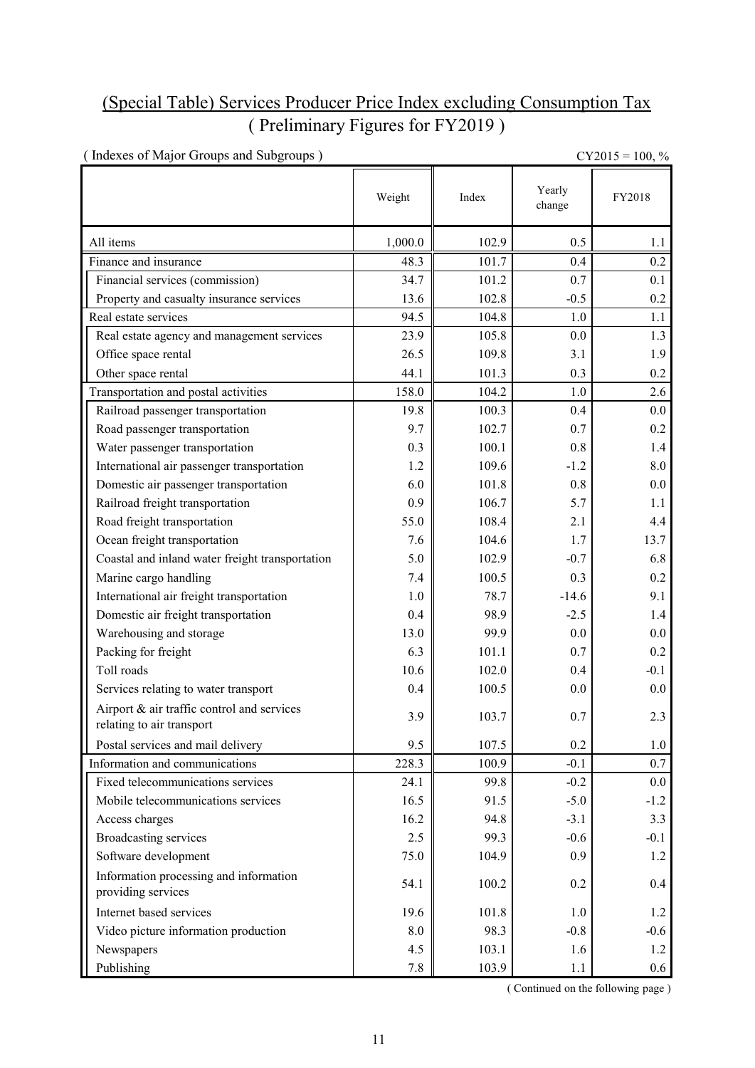# (Special Table) Services Producer Price Index excluding Consumption Tax
# ( Preliminary Figures for FY2019 )

( Indexes of Major Groups and Subgroups ) CY2015 = 100, %

| | Weight | Index | Yearly change | FY2018 |
|---|---|---|---|---|
| All items | 1,000.0 | 102.9 | 0.5 | 1.1 |
| Finance and insurance | 48.3 | 101.7 | 0.4 | 0.2 |
| Financial services (commission) | 34.7 | 101.2 | 0.7 | 0.1 |
| Property and casualty insurance services | 13.6 | 102.8 | -0.5 | 0.2 |
| Real estate services | 94.5 | 104.8 | 1.0 | 1.1 |
| Real estate agency and management services | 23.9 | 105.8 | 0.0 | 1.3 |
| Office space rental | 26.5 | 109.8 | 3.1 | 1.9 |
| Other space rental | 44.1 | 101.3 | 0.3 | 0.2 |
| Transportation and postal activities | 158.0 | 104.2 | 1.0 | 2.6 |
| Railroad passenger transportation | 19.8 | 100.3 | 0.4 | 0.0 |
| Road passenger transportation | 9.7 | 102.7 | 0.7 | 0.2 |
| Water passenger transportation | 0.3 | 100.1 | 0.8 | 1.4 |
| International air passenger transportation | 1.2 | 109.6 | -1.2 | 8.0 |
| Domestic air passenger transportation | 6.0 | 101.8 | 0.8 | 0.0 |
| Railroad freight transportation | 0.9 | 106.7 | 5.7 | 1.1 |
| Road freight transportation | 55.0 | 108.4 | 2.1 | 4.4 |
| Ocean freight transportation | 7.6 | 104.6 | 1.7 | 13.7 |
| Coastal and inland water freight transportation | 5.0 | 102.9 | -0.7 | 6.8 |
| Marine cargo handling | 7.4 | 100.5 | 0.3 | 0.2 |
| International air freight transportation | 1.0 | 78.7 | -14.6 | 9.1 |
| Domestic air freight transportation | 0.4 | 98.9 | -2.5 | 1.4 |
| Warehousing and storage | 13.0 | 99.9 | 0.0 | 0.0 |
| Packing for freight | 6.3 | 101.1 | 0.7 | 0.2 |
| Toll roads | 10.6 | 102.0 | 0.4 | -0.1 |
| Services relating to water transport | 0.4 | 100.5 | 0.0 | 0.0 |
| Airport & air traffic control and services relating to air transport | 3.9 | 103.7 | 0.7 | 2.3 |
| Postal services and mail delivery | 9.5 | 107.5 | 0.2 | 1.0 |
| Information and communications | 228.3 | 100.9 | -0.1 | 0.7 |
| Fixed telecommunications services | 24.1 | 99.8 | -0.2 | 0.0 |
| Mobile telecommunications services | 16.5 | 91.5 | -5.0 | -1.2 |
| Access charges | 16.2 | 94.8 | -3.1 | 3.3 |
| Broadcasting services | 2.5 | 99.3 | -0.6 | -0.1 |
| Software development | 75.0 | 104.9 | 0.9 | 1.2 |
| Information processing and information providing services | 54.1 | 100.2 | 0.2 | 0.4 |
| Internet based services | 19.6 | 101.8 | 1.0 | 1.2 |
| Video picture information production | 8.0 | 98.3 | -0.8 | -0.6 |
| Newspapers | 4.5 | 103.1 | 1.6 | 1.2 |
| Publishing | 7.8 | 103.9 | 1.1 | 0.6 |

( Continued on the following page )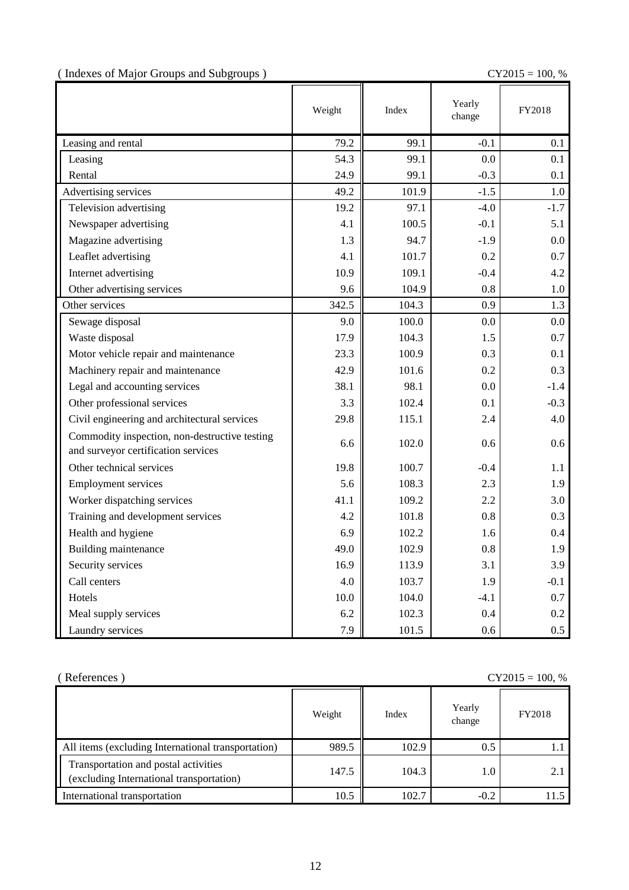( Indexes of Major Groups and Subgroups ) CY2015 = 100, %

| | Weight | Index | Yearly change | FY2018 |
|---|---|---|---|---|
| Leasing and rental | 79.2 | 99.1 | -0.1 | 0.1 |
| Leasing | 54.3 | 99.1 | 0.0 | 0.1 |
| Rental | 24.9 | 99.1 | -0.3 | 0.1 |
| Advertising services | 49.2 | 101.9 | -1.5 | 1.0 |
| Television advertising | 19.2 | 97.1 | -4.0 | -1.7 |
| Newspaper advertising | 4.1 | 100.5 | -0.1 | 5.1 |
| Magazine advertising | 1.3 | 94.7 | -1.9 | 0.0 |
| Leaflet advertising | 4.1 | 101.7 | 0.2 | 0.7 |
| Internet advertising | 10.9 | 109.1 | -0.4 | 4.2 |
| Other advertising services | 9.6 | 104.9 | 0.8 | 1.0 |
| Other services | 342.5 | 104.3 | 0.9 | 1.3 |
| Sewage disposal | 9.0 | 100.0 | 0.0 | 0.0 |
| Waste disposal | 17.9 | 104.3 | 1.5 | 0.7 |
| Motor vehicle repair and maintenance | 23.3 | 100.9 | 0.3 | 0.1 |
| Machinery repair and maintenance | 42.9 | 101.6 | 0.2 | 0.3 |
| Legal and accounting services | 38.1 | 98.1 | 0.0 | -1.4 |
| Other professional services | 3.3 | 102.4 | 0.1 | -0.3 |
| Civil engineering and architectural services | 29.8 | 115.1 | 2.4 | 4.0 |
| Commodity inspection, non-destructive testing and surveyor certification services | 6.6 | 102.0 | 0.6 | 0.6 |
| Other technical services | 19.8 | 100.7 | -0.4 | 1.1 |
| Employment services | 5.6 | 108.3 | 2.3 | 1.9 |
| Worker dispatching services | 41.1 | 109.2 | 2.2 | 3.0 |
| Training and development services | 4.2 | 101.8 | 0.8 | 0.3 |
| Health and hygiene | 6.9 | 102.2 | 1.6 | 0.4 |
| Building maintenance | 49.0 | 102.9 | 0.8 | 1.9 |
| Security services | 16.9 | 113.9 | 3.1 | 3.9 |
| Call centers | 4.0 | 103.7 | 1.9 | -0.1 |
| Hotels | 10.0 | 104.0 | -4.1 | 0.7 |
| Meal supply services | 6.2 | 102.3 | 0.4 | 0.2 |
| Laundry services | 7.9 | 101.5 | 0.6 | 0.5 |

( References ) CY2015 = 100, %

| | Weight | Index | Yearly change | FY2018 |
|---|---|---|---|---|
| All items (excluding International transportation) | 989.5 | 102.9 | 0.5 | 1.1 |
| Transportation and postal activities (excluding International transportation) | 147.5 | 104.3 | 1.0 | 2.1 |
| International transportation | 10.5 | 102.7 | -0.2 | 11.5 |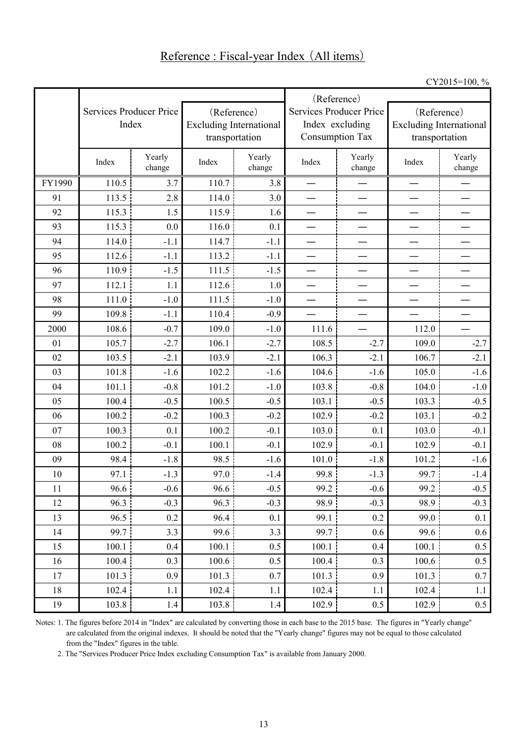# Reference : Fiscal-year Index（All items）

CY2015=100, %

| | Services Producer Price Index | | (Reference) Excluding International transportation | | (Reference) Services Producer Price Index excluding Consumption Tax | | (Reference) Excluding International transportation | |
|---|---|---|---|---|---|---|---|---|
| | Index | Yearly change | Index | Yearly change | Index | Yearly change | Index | Yearly change |
| FY1990 | 110.5 | 3.7 | 110.7 | 3.8 | ― | ― | ― | ― |
| 91 | 113.5 | 2.8 | 114.0 | 3.0 | ― | ― | ― | ― |
| 92 | 115.3 | 1.5 | 115.9 | 1.6 | ― | ― | ― | ― |
| 93 | 115.3 | 0.0 | 116.0 | 0.1 | ― | ― | ― | ― |
| 94 | 114.0 | -1.1 | 114.7 | -1.1 | ― | ― | ― | ― |
| 95 | 112.6 | -1.1 | 113.2 | -1.1 | ― | ― | ― | ― |
| 96 | 110.9 | -1.5 | 111.5 | -1.5 | ― | ― | ― | ― |
| 97 | 112.1 | 1.1 | 112.6 | 1.0 | ― | ― | ― | ― |
| 98 | 111.0 | -1.0 | 111.5 | -1.0 | ― | ― | ― | ― |
| 99 | 109.8 | -1.1 | 110.4 | -0.9 | ― | ― | ― | ― |
| 2000 | 108.6 | -0.7 | 109.0 | -1.0 | 111.6 | ― | 112.0 | ― |
| 01 | 105.7 | -2.7 | 106.1 | -2.7 | 108.5 | -2.7 | 109.0 | -2.7 |
| 02 | 103.5 | -2.1 | 103.9 | -2.1 | 106.3 | -2.1 | 106.7 | -2.1 |
| 03 | 101.8 | -1.6 | 102.2 | -1.6 | 104.6 | -1.6 | 105.0 | -1.6 |
| 04 | 101.1 | -0.8 | 101.2 | -1.0 | 103.8 | -0.8 | 104.0 | -1.0 |
| 05 | 100.4 | -0.5 | 100.5 | -0.5 | 103.1 | -0.5 | 103.3 | -0.5 |
| 06 | 100.2 | -0.2 | 100.3 | -0.2 | 102.9 | -0.2 | 103.1 | -0.2 |
| 07 | 100.3 | 0.1 | 100.2 | -0.1 | 103.0 | 0.1 | 103.0 | -0.1 |
| 08 | 100.2 | -0.1 | 100.1 | -0.1 | 102.9 | -0.1 | 102.9 | -0.1 |
| 09 | 98.4 | -1.8 | 98.5 | -1.6 | 101.0 | -1.8 | 101.2 | -1.6 |
| 10 | 97.1 | -1.3 | 97.0 | -1.4 | 99.8 | -1.3 | 99.7 | -1.4 |
| 11 | 96.6 | -0.6 | 96.6 | -0.5 | 99.2 | -0.6 | 99.2 | -0.5 |
| 12 | 96.3 | -0.3 | 96.3 | -0.3 | 98.9 | -0.3 | 98.9 | -0.3 |
| 13 | 96.5 | 0.2 | 96.4 | 0.1 | 99.1 | 0.2 | 99.0 | 0.1 |
| 14 | 99.7 | 3.3 | 99.6 | 3.3 | 99.7 | 0.6 | 99.6 | 0.6 |
| 15 | 100.1 | 0.4 | 100.1 | 0.5 | 100.1 | 0.4 | 100.1 | 0.5 |
| 16 | 100.4 | 0.3 | 100.6 | 0.5 | 100.4 | 0.3 | 100.6 | 0.5 |
| 17 | 101.3 | 0.9 | 101.3 | 0.7 | 101.3 | 0.9 | 101.3 | 0.7 |
| 18 | 102.4 | 1.1 | 102.4 | 1.1 | 102.4 | 1.1 | 102.4 | 1.1 |
| 19 | 103.8 | 1.4 | 103.8 | 1.4 | 102.9 | 0.5 | 102.9 | 0.5 |

Notes: 1. The figures before 2014 in "Index" are calculated by converting those in each base to the 2015 base. The figures in "Yearly change" are calculated from the original indexes. It should be noted that the "Yearly change" figures may not be equal to those calculated from the "Index" figures in the table.

2. The "Services Producer Price Index excluding Consumption Tax" is available from January 2000.